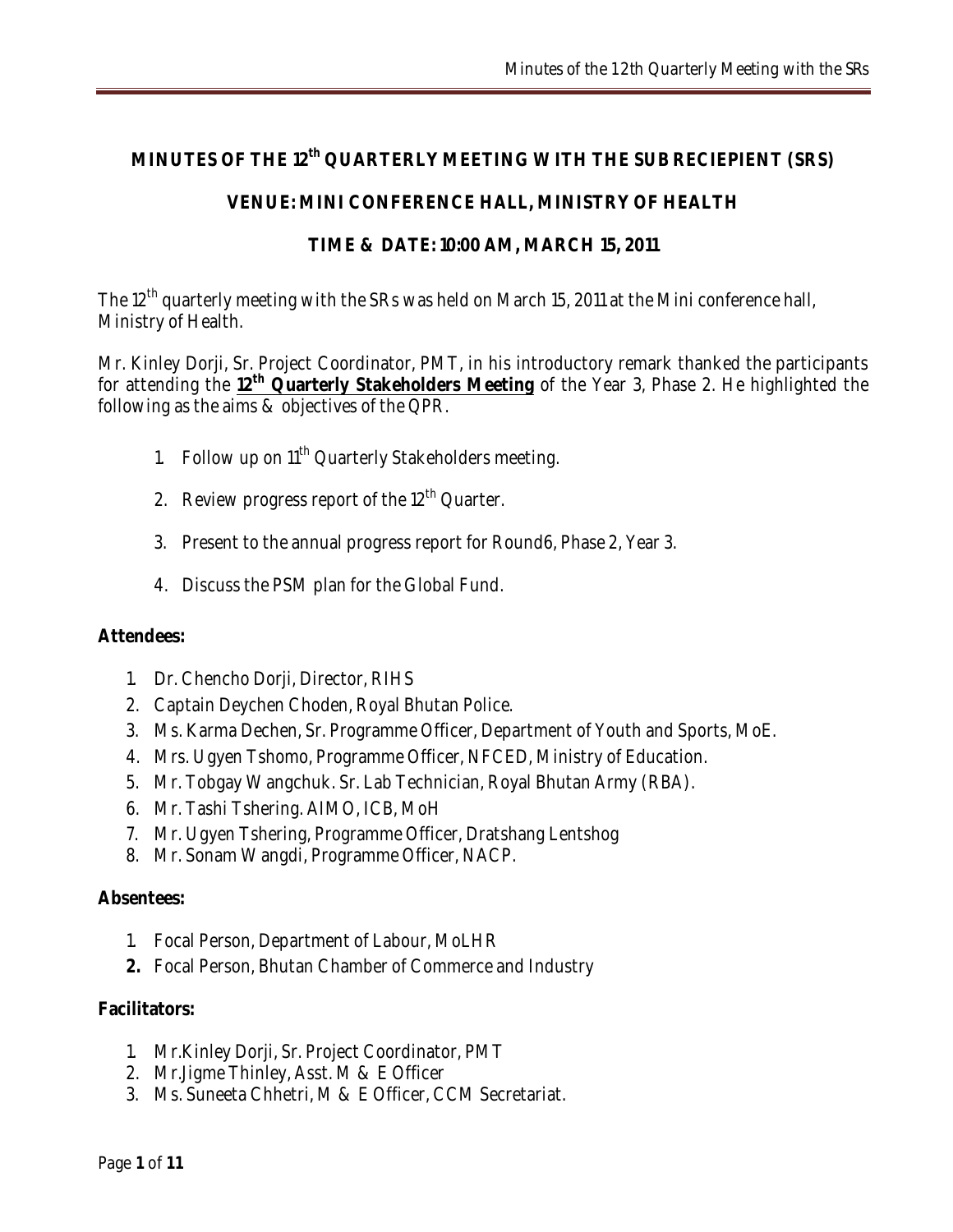# MINUTES OF THE 12th QUARTERLY MEETING WITH THE SUB RECIEPIENT (SRS)

## VENUE: MINI CONFERENCE HALL, MINISTRY OF HEALTH

## TIME & DATE: 10:00 AM, MARCH 15, 2011

The 12th quarterly meeting with the SRs was held on March 15, 2011 at the Mini conference hall, Ministry of Health.

Mr. Kinley Dorji, Sr. Project Coordinator, PMT, in his introductory remark thanked the participants for attending the **12th Quarterly Stakeholders Meeting** of the Year 3, Phase 2. He highlighted the following as the aims & objectives of the QPR.

1. Follow up on 11th Quarterly Stakeholders meeting.
2. Review progress report of the 12th Quarter.
3. Present to the annual progress report for Round6, Phase 2, Year 3.
4. Discuss the PSM plan for the Global Fund.

**Attendees:**

1. Dr. Chencho Dorji, Director, RIHS
2. Captain Deychen Choden, Royal Bhutan Police.
3. Ms. Karma Dechen, Sr. Programme Officer, Department of Youth and Sports, MoE.
4. Mrs. Ugyen Tshomo, Programme Officer, NFCED, Ministry of Education.
5. Mr. Tobgay Wangchuk. Sr. Lab Technician, Royal Bhutan Army (RBA).
6. Mr. Tashi Tshering. AIMO, ICB, MoH
7. Mr. Ugyen Tshering, Programme Officer, Dratshang Lentshog
8. Mr. Sonam Wangdi, Programme Officer, NACP.

**Absentees:**

1. Focal Person, Department of Labour, MoLHR
2. Focal Person, Bhutan Chamber of Commerce and Industry

**Facilitators:**

1. Mr.Kinley Dorji, Sr. Project Coordinator, PMT
2. Mr.Jigme Thinley, Asst. M & E Officer
3. Ms. Suneeta Chhetri, M & E Officer, CCM Secretariat.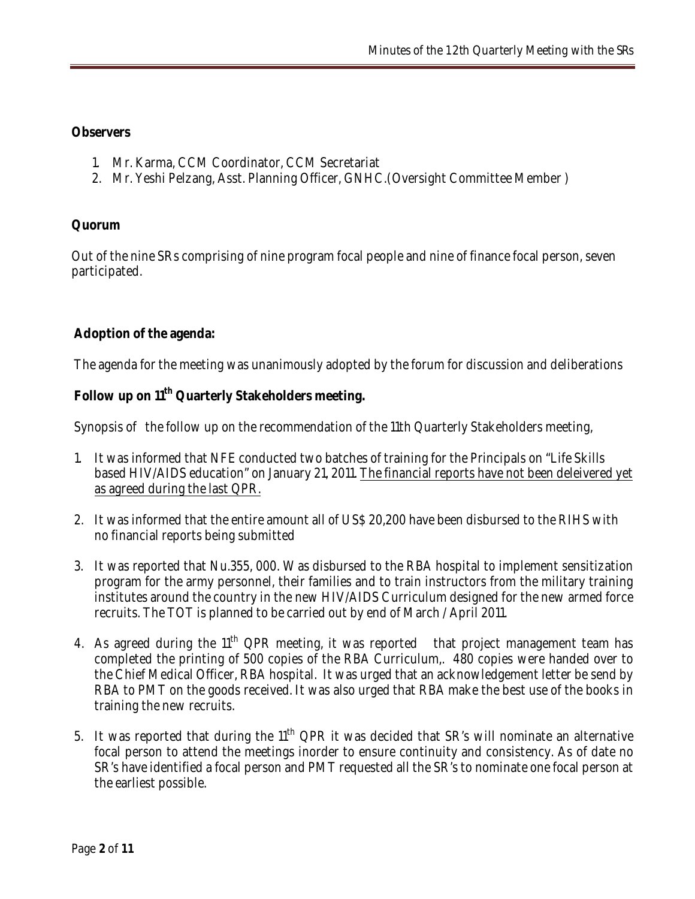**Observers**

1. Mr. Karma, CCM Coordinator, CCM Secretariat
2. Mr. Yeshi Pelzang, Asst. Planning Officer, GNHC.(Oversight Committee Member )

**Quorum**

Out of the nine SRs comprising of nine program focal people and nine of finance focal person, seven participated.

**Adoption of the agenda:**

The agenda for the meeting was unanimously adopted by the forum for discussion and deliberations

**Follow up on 11th Quarterly Stakeholders meeting.**

Synopsis of the follow up on the recommendation of the 11th Quarterly Stakeholders meeting,

1. It was informed that NFE conducted two batches of training for the Principals on "Life Skills based HIV/AIDS education" on January 21, 2011. The financial reports have not been deleivered yet as agreed during the last QPR.

2. It was informed that the entire amount all of US$ 20,200 have been disbursed to the RIHS with no financial reports being submitted

3. It was reported that Nu.355, 000. Was disbursed to the RBA hospital to implement sensitization program for the army personnel, their families and to train instructors from the military training institutes around the country in the new HIV/AIDS Curriculum designed for the new armed force recruits. The TOT is planned to be carried out by end of March / April 2011.

4. As agreed during the 11th QPR meeting, it was reported that project management team has completed the printing of 500 copies of the RBA Curriculum,. 480 copies were handed over to the Chief Medical Officer, RBA hospital. It was urged that an acknowledgement letter be send by RBA to PMT on the goods received. It was also urged that RBA make the best use of the books in training the new recruits.

5. It was reported that during the 11th QPR it was decided that SR's will nominate an alternative focal person to attend the meetings inorder to ensure continuity and consistency. As of date no SR's have identified a focal person and PMT requested all the SR's to nominate one focal person at the earliest possible.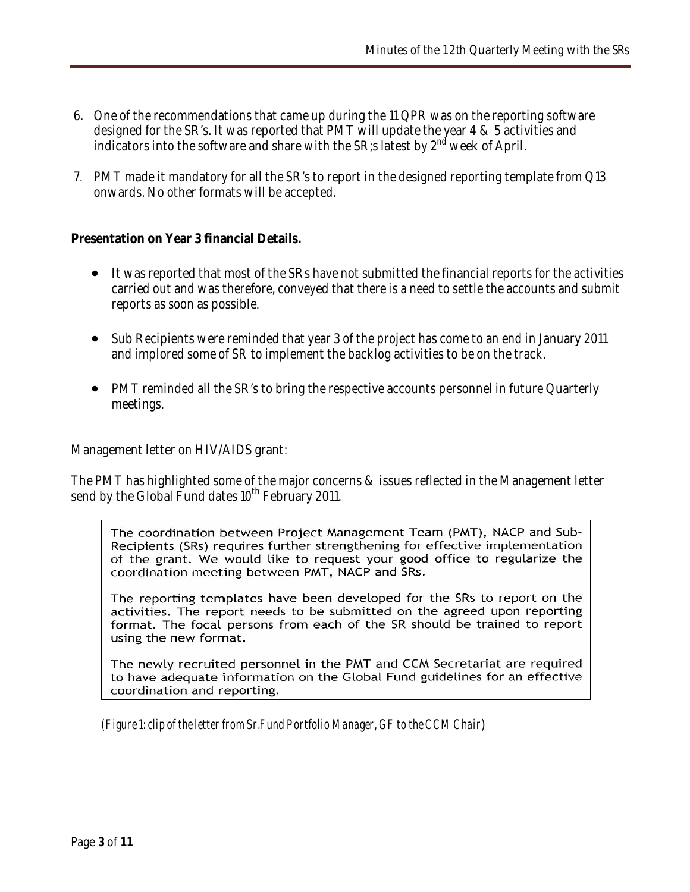6. One of the recommendations that came up during the 11 QPR was on the reporting software designed for the SR's. It was reported that PMT will update the year 4 & 5 activities and indicators into the software and share with the SR;s latest by 2nd week of April.

7. PMT made it mandatory for all the SR's to report in the designed reporting template from Q13 onwards. No other formats will be accepted.

**Presentation on Year 3 financial Details.**

- It was reported that most of the SRs have not submitted the financial reports for the activities carried out and was therefore, conveyed that there is a need to settle the accounts and submit reports as soon as possible.

- Sub Recipients were reminded that year 3 of the project has come to an end in January 2011 and implored some of SR to implement the backlog activities to be on the track.

- PMT reminded all the SR's to bring the respective accounts personnel in future Quarterly meetings.

Management letter on HIV/AIDS grant:

The PMT has highlighted some of the major concerns & issues reflected in the Management letter send by the Global Fund dates 10th February 2011.

> The coordination between Project Management Team (PMT), NACP and Sub-Recipients (SRs) requires further strengthening for effective implementation of the grant. We would like to request your good office to regularize the coordination meeting between PMT, NACP and SRs.
>
> The reporting templates have been developed for the SRs to report on the activities. The report needs to be submitted on the agreed upon reporting format. The focal persons from each of the SR should be trained to report using the new format.
>
> The newly recruited personnel in the PMT and CCM Secretariat are required to have adequate information on the Global Fund guidelines for an effective coordination and reporting.

*(Figure 1: clip of the letter from Sr.Fund Portfolio Manager, GF to the CCM Chair)*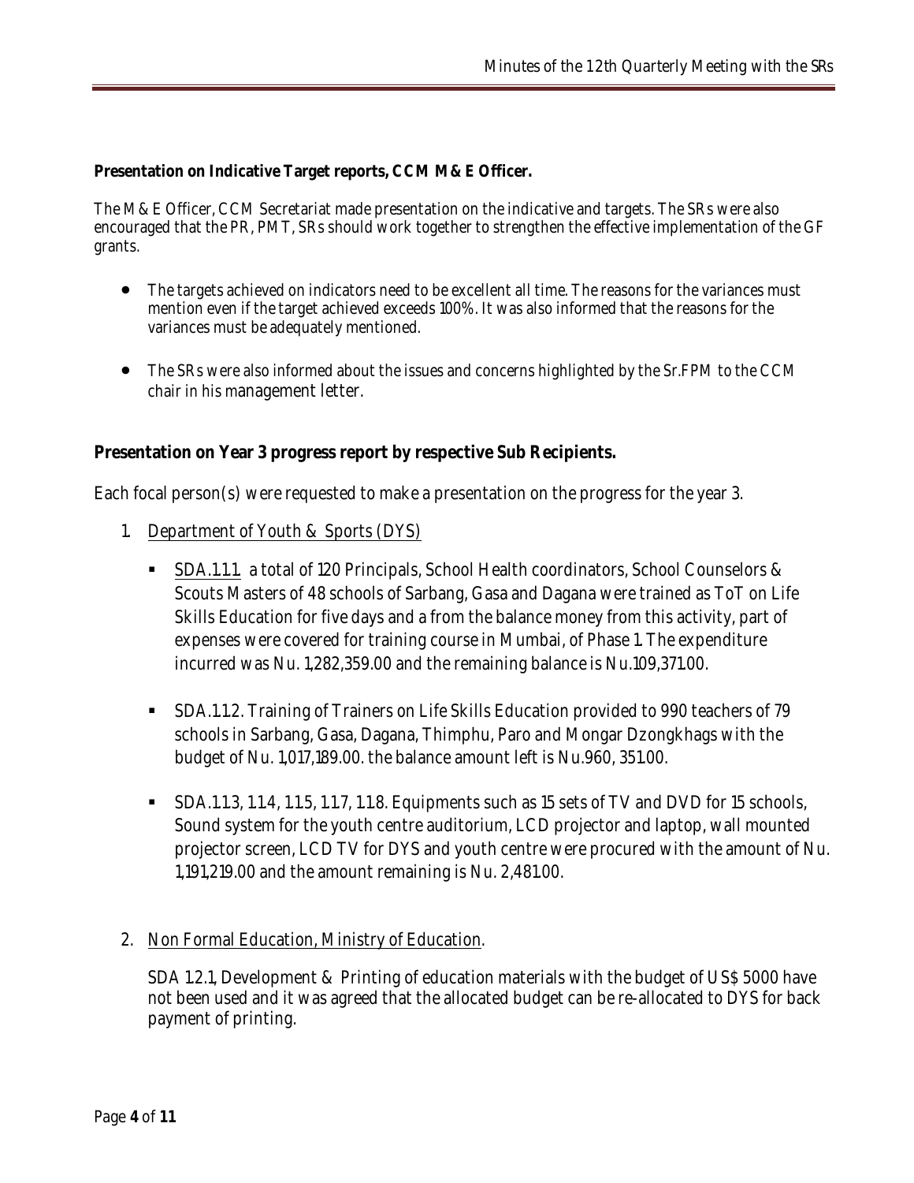**Presentation on Indicative Target reports, CCM M& E Officer.**

The M& E Officer, CCM Secretariat made presentation on the indicative and targets. The SRs were also encouraged that the PR, PMT, SRs should work together to strengthen the effective implementation of the GF grants.

- The targets achieved on indicators need to be excellent all time. The reasons for the variances must mention even if the target achieved exceeds 100%. It was also informed that the reasons for the variances must be adequately mentioned.
- The SRs were also informed about the issues and concerns highlighted by the Sr.FPM to the CCM chair in his management letter.

**Presentation on Year 3 progress report by respective Sub Recipients.**

Each focal person(s) were requested to make a presentation on the progress for the year 3.

1. Department of Youth & Sports (DYS)
   - SDA.1.1.1. a total of 120 Principals, School Health coordinators, School Counselors & Scouts Masters of 48 schools of Sarbang, Gasa and Dagana were trained as ToT on Life Skills Education for five days and a from the balance money from this activity, part of expenses were covered for training course in Mumbai, of Phase 1. The expenditure incurred was Nu. 1,282,359.00 and the remaining balance is Nu.109,371.00.
   - SDA.1.1.2. Training of Trainers on Life Skills Education provided to 990 teachers of 79 schools in Sarbang, Gasa, Dagana, Thimphu, Paro and Mongar Dzongkhags with the budget of Nu. 1,017,189.00. the balance amount left is Nu.960, 351.00.
   - SDA.1.1.3, 1.1.4, 1.1.5, 1.1.7, 1.1.8. Equipments such as 15 sets of TV and DVD for 15 schools, Sound system for the youth centre auditorium, LCD projector and laptop, wall mounted projector screen, LCD TV for DYS and youth centre were procured with the amount of Nu. 1,191,219.00 and the amount remaining is Nu. 2,481.00.

2. Non Formal Education, Ministry of Education.

   SDA 1.2.1, Development & Printing of education materials with the budget of US$ 5000 have not been used and it was agreed that the allocated budget can be re-allocated to DYS for back payment of printing.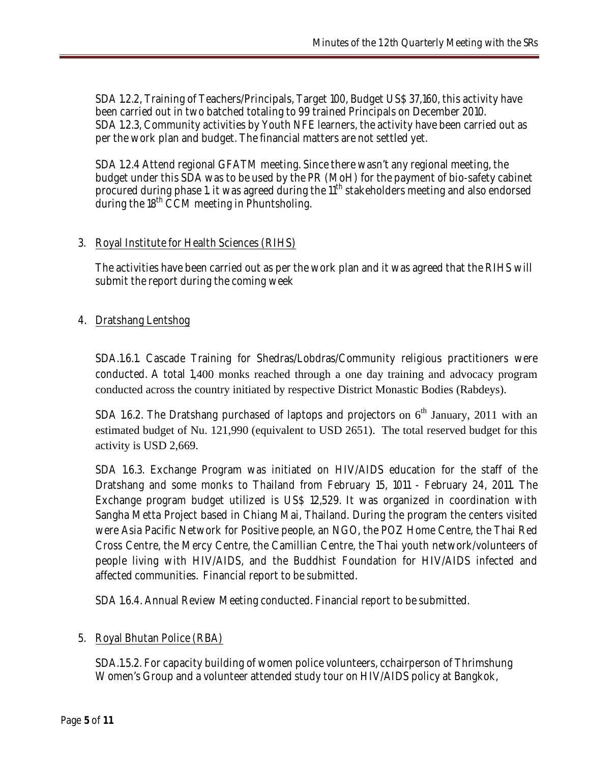SDA 1.2.2, Training of Teachers/Principals, Target 100, Budget US$ 37,160, this activity have been carried out in two batched totaling to 99 trained Principals on December 2010.
SDA 1.2.3, Community activities by Youth NFE learners, the activity have been carried out as per the work plan and budget. The financial matters are not settled yet.

SDA 1.2.4 Attend regional GFATM meeting. Since there wasn't any regional meeting, the budget under this SDA was to be used by the PR (MoH) for the payment of bio-safety cabinet procured during phase 1. it was agreed during the 11th stakeholders meeting and also endorsed during the 18th CCM meeting in Phuntsholing.

3. Royal Institute for Health Sciences (RIHS)

   The activities have been carried out as per the work plan and it was agreed that the RIHS will submit the report during the coming week

4. Dratshang Lentshog

   SDA.1.6.1. Cascade Training for Shedras/Lobdras/Community religious practitioners were conducted. A total 1,400 monks reached through a one day training and advocacy program conducted across the country initiated by respective District Monastic Bodies (Rabdeys).

   SDA 1.6.2. The Dratshang purchased of laptops and projectors on 6th January, 2011 with an estimated budget of Nu. 121,990 (equivalent to USD 2651). The total reserved budget for this activity is USD 2,669.

   SDA 1.6.3. Exchange Program was initiated on HIV/AIDS education for the staff of the Dratshang and some monks to Thailand from February 15, 1011 - February 24, 2011. The Exchange program budget utilized is US$ 12,529. It was organized in coordination with Sangha Metta Project based in Chiang Mai, Thailand. During the program the centers visited were Asia Pacific Network for Positive people, an NGO, the POZ Home Centre, the Thai Red Cross Centre, the Mercy Centre, the Camillian Centre, the Thai youth network/volunteers of people living with HIV/AIDS, and the Buddhist Foundation for HIV/AIDS infected and affected communities. Financial report to be submitted.

   SDA 1.6.4. Annual Review Meeting conducted. Financial report to be submitted.

5. Royal Bhutan Police (RBA)

   SDA.1.5.2. For capacity building of women police volunteers, cchairperson of Thrimshung Women's Group and a volunteer attended study tour on HIV/AIDS policy at Bangkok,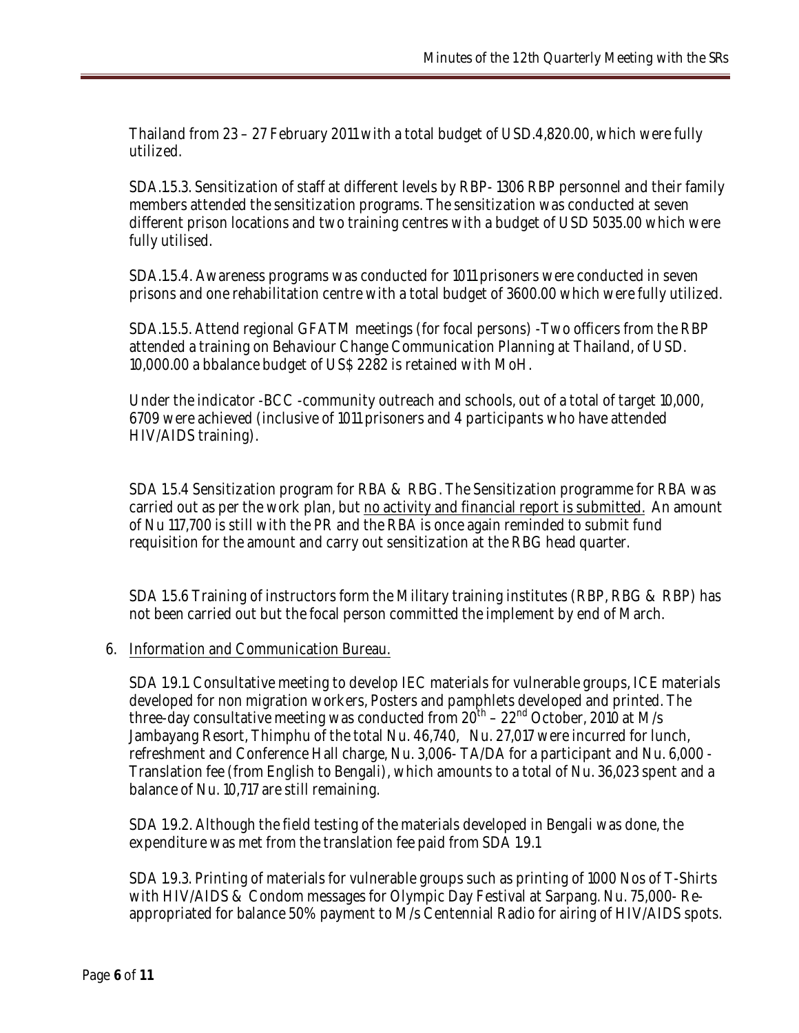Thailand from 23 – 27 February 2011 with a total budget of USD.4,820.00, which were fully utilized.

SDA.1.5.3. Sensitization of staff at different levels by RBP- 1306 RBP personnel and their family members attended the sensitization programs. The sensitization was conducted at seven different prison locations and two training centres with a budget of USD 5035.00 which were fully utilised.

SDA.1.5.4. Awareness programs was conducted for 1011 prisoners were conducted in seven prisons and one rehabilitation centre with a total budget of 3600.00 which were fully utilized.

SDA.1.5.5. Attend regional GFATM meetings (for focal persons) -Two officers from the RBP attended a training on Behaviour Change Communication Planning at Thailand, of USD. 10,000.00 a bbalance budget of US$ 2282 is retained with MoH.

Under the indicator -BCC -community outreach and schools, out of a total of target 10,000, 6709 were achieved (inclusive of 1011 prisoners and 4 participants who have attended HIV/AIDS training).

SDA 1.5.4 Sensitization program for RBA & RBG. The Sensitization programme for RBA was carried out as per the work plan, but <u>no activity and financial report is submitted.</u> An amount of Nu 117,700 is still with the PR and the RBA is once again reminded to submit fund requisition for the amount and carry out sensitization at the RBG head quarter.

SDA 1.5.6 Training of instructors form the Military training institutes (RBP, RBG & RBP) has not been carried out but the focal person committed the implement by end of March.

6. <u>Information and Communication Bureau.</u>

SDA 1.9.1. Consultative meeting to develop IEC materials for vulnerable groups, ICE materials developed for non migration workers, Posters and pamphlets developed and printed. The three-day consultative meeting was conducted from 20th – 22nd October, 2010 at M/s Jambayang Resort, Thimphu of the total Nu. 46,740, Nu. 27,017 were incurred for lunch, refreshment and Conference Hall charge, Nu. 3,006- TA/DA for a participant and Nu. 6,000 - Translation fee (from English to Bengali), which amounts to a total of Nu. 36,023 spent and a balance of Nu. 10,717 are still remaining.

SDA 1.9.2. Although the field testing of the materials developed in Bengali was done, the expenditure was met from the translation fee paid from SDA 1.9.1

SDA 1.9.3. Printing of materials for vulnerable groups such as printing of 1000 Nos of T-Shirts with HIV/AIDS & Condom messages for Olympic Day Festival at Sarpang. Nu. 75,000- Re-appropriated for balance 50% payment to M/s Centennial Radio for airing of HIV/AIDS spots.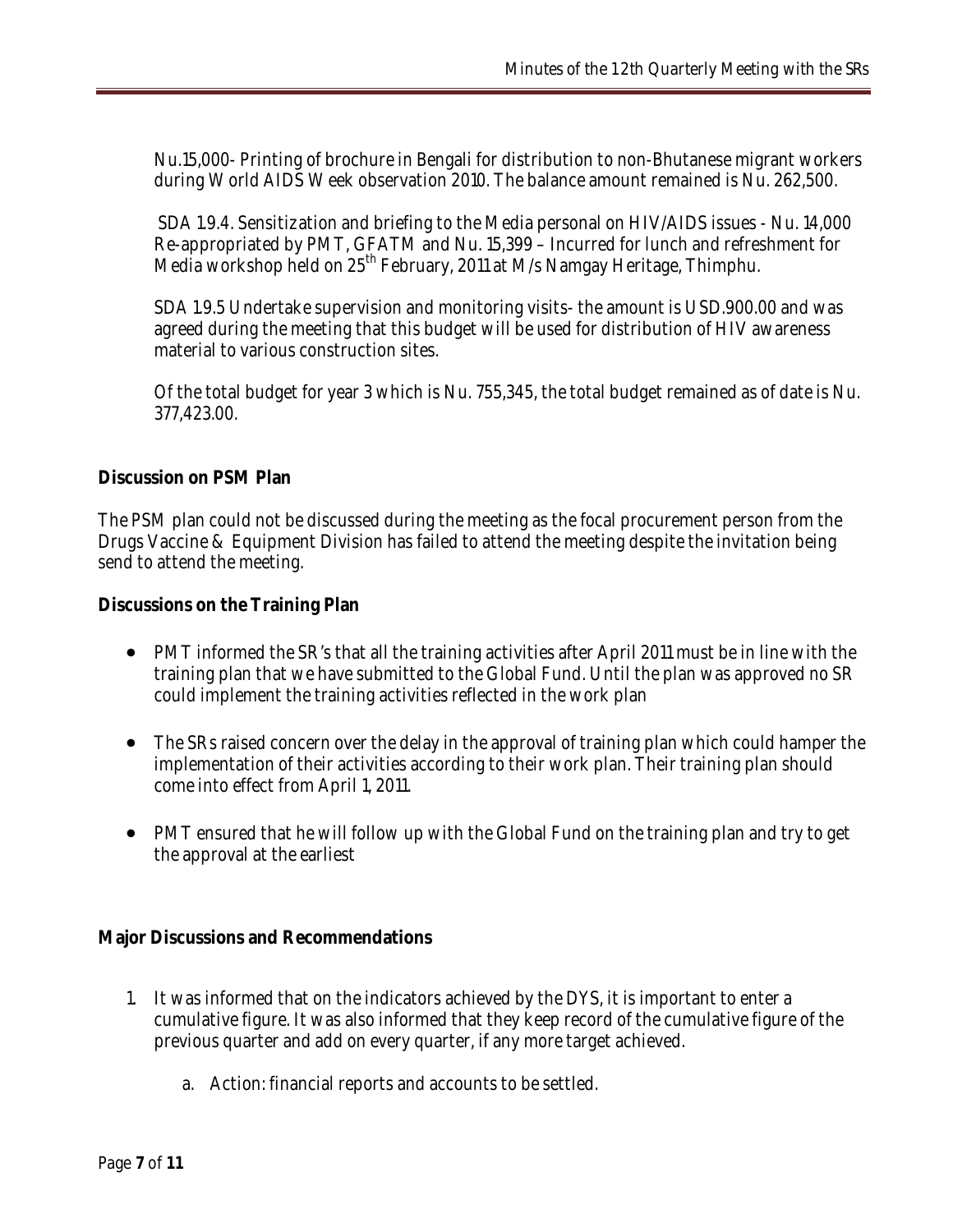Nu.15,000- Printing of brochure in Bengali for distribution to non-Bhutanese migrant workers during World AIDS Week observation 2010. The balance amount remained is Nu. 262,500.

SDA 1.9.4. Sensitization and briefing to the Media personal on HIV/AIDS issues - Nu. 14,000 Re-appropriated by PMT, GFATM and Nu. 15,399 – Incurred for lunch and refreshment for Media workshop held on 25th February, 2011 at M/s Namgay Heritage, Thimphu.

SDA 1.9.5 Undertake supervision and monitoring visits- the amount is USD.900.00 and was agreed during the meeting that this budget will be used for distribution of HIV awareness material to various construction sites.

Of the total budget for year 3 which is Nu. 755,345, the total budget remained as of date is Nu. 377,423.00.

**Discussion on PSM Plan**

The PSM plan could not be discussed during the meeting as the focal procurement person from the Drugs Vaccine & Equipment Division has failed to attend the meeting despite the invitation being send to attend the meeting.

**Discussions on the Training Plan**

- PMT informed the SR's that all the training activities after April 2011 must be in line with the training plan that we have submitted to the Global Fund. Until the plan was approved no SR could implement the training activities reflected in the work plan
- The SRs raised concern over the delay in the approval of training plan which could hamper the implementation of their activities according to their work plan. Their training plan should come into effect from April 1, 2011.
- PMT ensured that he will follow up with the Global Fund on the training plan and try to get the approval at the earliest

**Major Discussions and Recommendations**

1. It was informed that on the indicators achieved by the DYS, it is important to enter a cumulative figure. It was also informed that they keep record of the cumulative figure of the previous quarter and add on every quarter, if any more target achieved.
    a. Action: financial reports and accounts to be settled.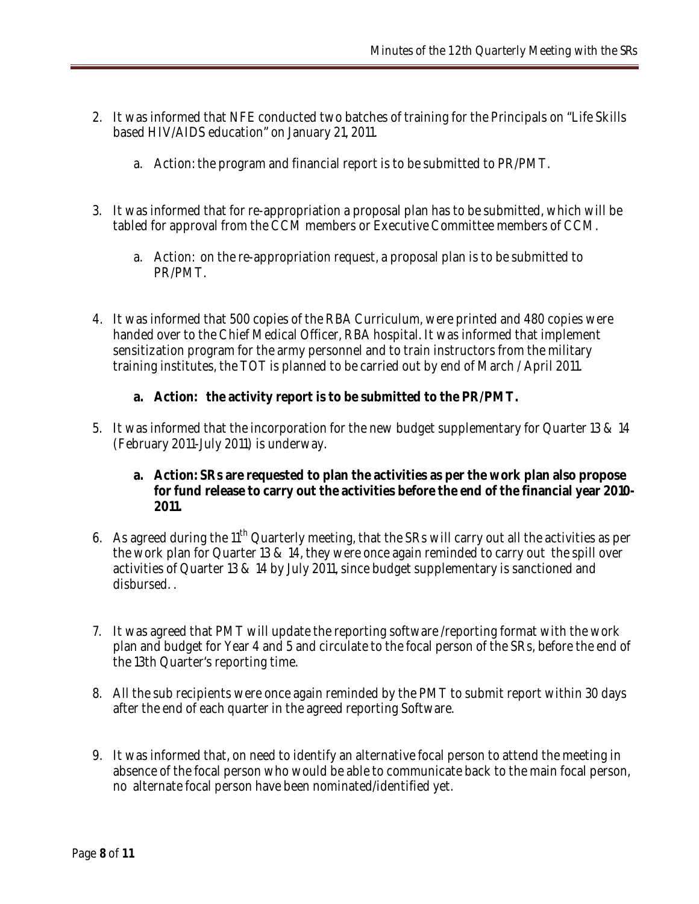2. It was informed that NFE conducted two batches of training for the Principals on "Life Skills based HIV/AIDS education" on January 21, 2011.

    a. Action: the program and financial report is to be submitted to PR/PMT.

3. It was informed that for re-appropriation a proposal plan has to be submitted, which will be tabled for approval from the CCM members or Executive Committee members of CCM.

    a. Action: on the re-appropriation request, a proposal plan is to be submitted to PR/PMT.

4. It was informed that 500 copies of the RBA Curriculum, were printed and 480 copies were handed over to the Chief Medical Officer, RBA hospital. It was informed that implement sensitization program for the army personnel and to train instructors from the military training institutes, the TOT is planned to be carried out by end of March / April 2011.

    **a. Action: the activity report is to be submitted to the PR/PMT.**

5. It was informed that the incorporation for the new budget supplementary for Quarter 13 & 14 (February 2011-July 2011) is underway.

    **a. Action: SRs are requested to plan the activities as per the work plan also propose for fund release to carry out the activities before the end of the financial year 2010-2011.**

6. As agreed during the 11th Quarterly meeting, that the SRs will carry out all the activities as per the work plan for Quarter 13 & 14, they were once again reminded to carry out the spill over activities of Quarter 13 & 14 by July 2011, since budget supplementary is sanctioned and disbursed. .

7. It was agreed that PMT will update the reporting software /reporting format with the work plan and budget for Year 4 and 5 and circulate to the focal person of the SRs, before the end of the 13th Quarter's reporting time.

8. All the sub recipients were once again reminded by the PMT to submit report within 30 days after the end of each quarter in the agreed reporting Software.

9. It was informed that, on need to identify an alternative focal person to attend the meeting in absence of the focal person who would be able to communicate back to the main focal person, no alternate focal person have been nominated/identified yet.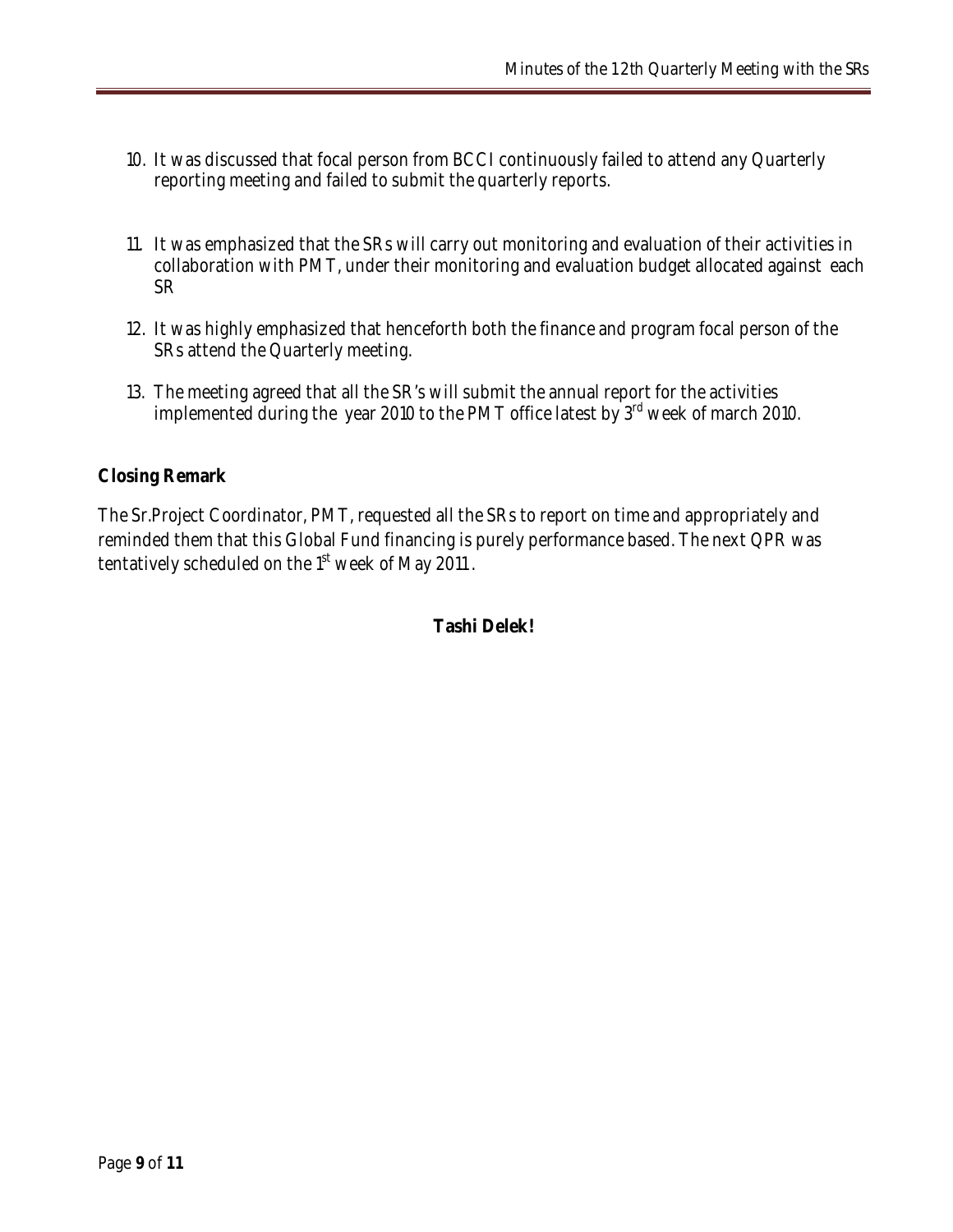10. It was discussed that focal person from BCCI continuously failed to attend any Quarterly reporting meeting and failed to submit the quarterly reports.

11. It was emphasized that the SRs will carry out monitoring and evaluation of their activities in collaboration with PMT, under their monitoring and evaluation budget allocated against each SR

12. It was highly emphasized that henceforth both the finance and program focal person of the SRs attend the Quarterly meeting.

13. The meeting agreed that all the SR's will submit the annual report for the activities implemented during the year 2010 to the PMT office latest by 3rd week of march 2010.

**Closing Remark**

The Sr.Project Coordinator, PMT, requested all the SRs to report on time and appropriately and reminded them that this Global Fund financing is purely performance based. The next QPR was tentatively scheduled on the 1st week of May 2011.

**Tashi Delek!**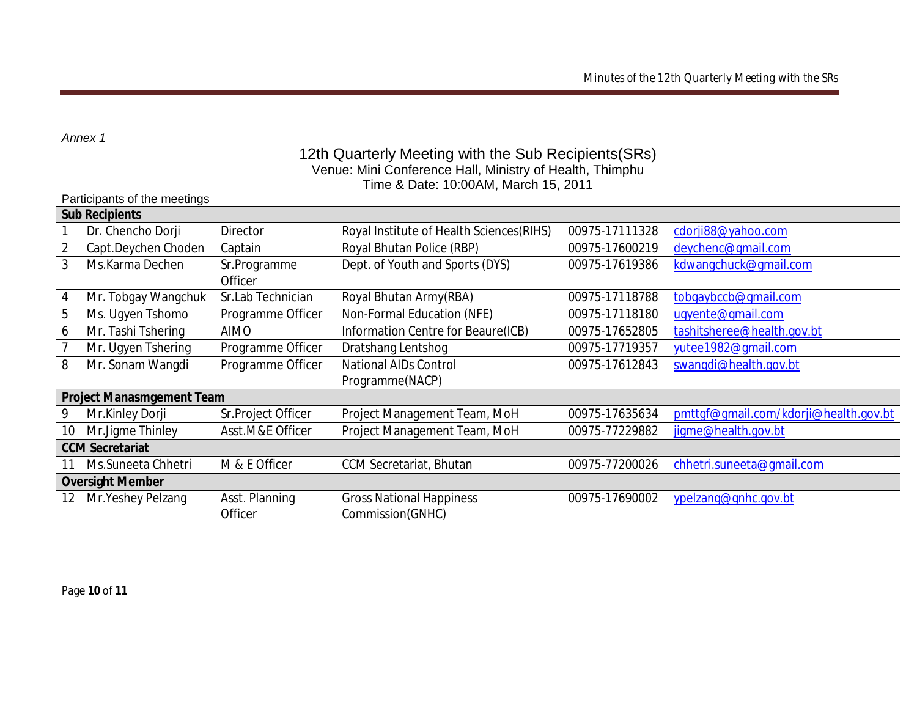*Annex 1*

## 12th Quarterly Meeting with the Sub Recipients(SRs)

Venue: Mini Conference Hall, Ministry of Health, Thimphu

Time & Date: 10:00AM, March 15, 2011

Participants of the meetings

| | | | | | |
|---|---|---|---|---|---|
| **Sub Recipients** | | | | | |
| 1 | Dr. Chencho Dorji | Director | Royal Institute of Health Sciences(RIHS) | 00975-17111328 | cdorji88@yahoo.com |
| 2 | Capt.Deychen Choden | Captain | Royal Bhutan Police (RBP) | 00975-17600219 | deychenc@gmail.com |
| 3 | Ms.Karma Dechen | Sr.Programme Officer | Dept. of Youth and Sports (DYS) | 00975-17619386 | kdwangchuck@gmail.com |
| 4 | Mr. Tobgay Wangchuk | Sr.Lab Technician | Royal Bhutan Army(RBA) | 00975-17118788 | tobgaybccb@gmail.com |
| 5 | Ms. Ugyen Tshomo | Programme Officer | Non-Formal Education (NFE) | 00975-17118180 | ugyente@gmail.com |
| 6 | Mr. Tashi Tshering | AIMO | Information Centre for Beaure(ICB) | 00975-17652805 | tashitsheree@health.gov.bt |
| 7 | Mr. Ugyen Tshering | Programme Officer | Dratshang Lentshog | 00975-17719357 | yutee1982@gmail.com |
| 8 | Mr. Sonam Wangdi | Programme Officer | National AIDs Control Programme(NACP) | 00975-17612843 | swangdi@health.gov.bt |
| **Project Manasmgement Team** | | | | | |
| 9 | Mr.Kinley Dorji | Sr.Project Officer | Project Management Team, MoH | 00975-17635634 | pmttgf@gmail.com/kdorji@health.gov.bt |
| 10 | Mr.Jigme Thinley | Asst.M&E Officer | Project Management Team, MoH | 00975-77229882 | jigme@health.gov.bt |
| **CCM Secretariat** | | | | | |
| 11 | Ms.Suneeta Chhetri | M & E Officer | CCM Secretariat, Bhutan | 00975-77200026 | chhetri.suneeta@gmail.com |
| **Oversight Member** | | | | | |
| 12 | Mr.Yeshey Pelzang | Asst. Planning Officer | Gross National Happiness Commission(GNHC) | 00975-17690002 | ypelzang@gnhc.gov.bt |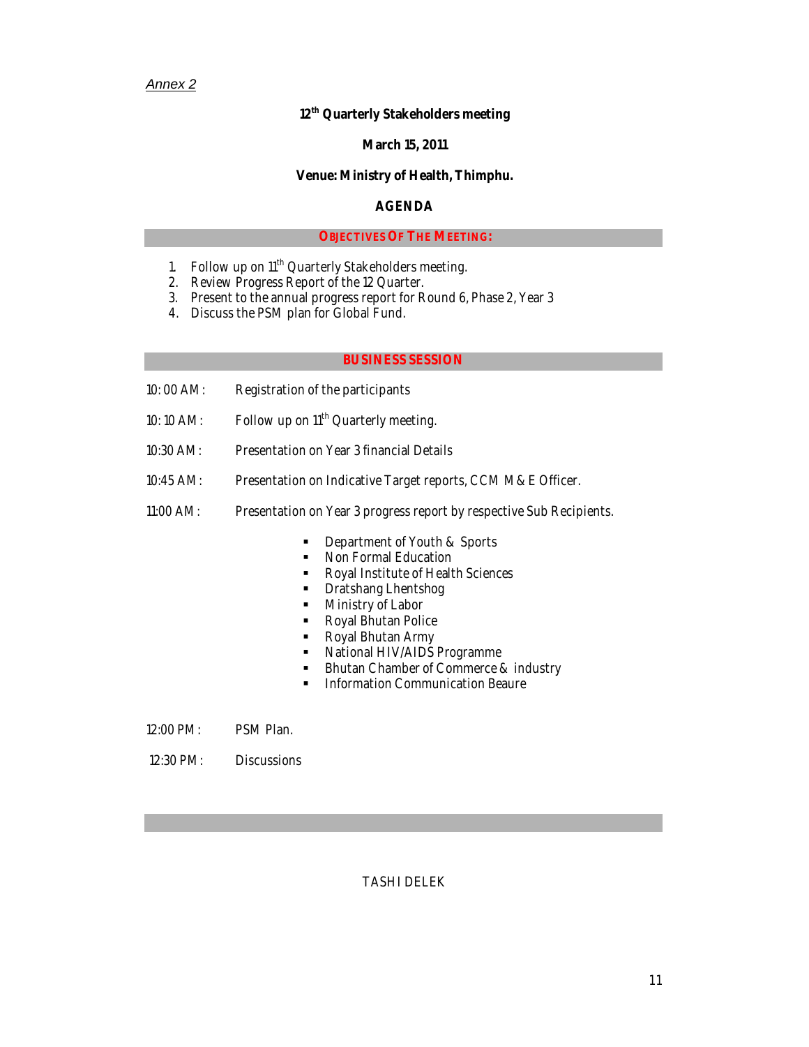*Annex 2*

**12th Quarterly Stakeholders meeting**

**March 15, 2011**

**Venue: Ministry of Health, Thimphu.**

**AGENDA**

## OBJECTIVES OF THE MEETING:

1. Follow up on 11th Quarterly Stakeholders meeting.
2. Review Progress Report of the 12 Quarter.
3. Present to the annual progress report for Round 6, Phase 2, Year 3
4. Discuss the PSM plan for Global Fund.

## BUSINESS SESSION

10: 00 AM: Registration of the participants

10: 10 AM: Follow up on 11th Quarterly meeting.

10:30 AM: Presentation on Year 3 financial Details

10:45 AM: Presentation on Indicative Target reports, CCM M & E Officer.

11:00 AM: Presentation on Year 3 progress report by respective Sub Recipients.

- Department of Youth & Sports
- Non Formal Education
- Royal Institute of Health Sciences
- Dratshang Lhentshog
- Ministry of Labor
- Royal Bhutan Police
- Royal Bhutan Army
- National HIV/AIDS Programme
- Bhutan Chamber of Commerce & industry
- Information Communication Beaure

12:00 PM: PSM Plan.

12:30 PM: Discussions

TASHI DELEK